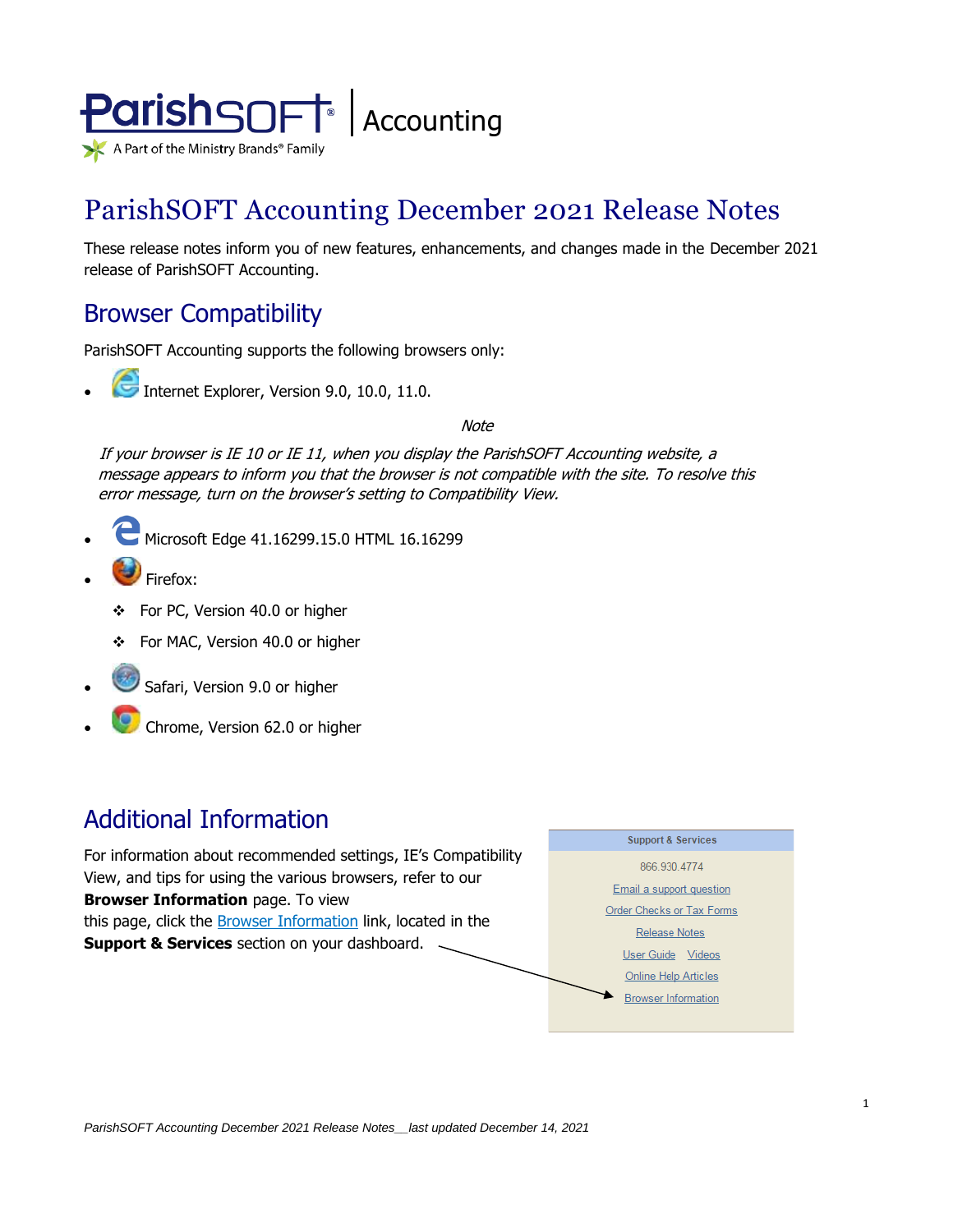ParishSOFT® | Accounting

A Part of the Ministry Brands® Family

# ParishSOFT Accounting December 2021 Release Notes

These release notes inform you of new features, enhancements, and changes made in the December 2021 release of ParishSOFT Accounting.

## Browser Compatibility

ParishSOFT Accounting supports the following browsers only:

- Internet Explorer, Version 9.0, 10.0, 11.0.

*Note*

*If your browser is IE 10 or IE 11, when you display the ParishSOFT Accounting website, a message appears to inform you that the browser is not compatible with the site. To resolve this error message, turn on the browser's setting to Compatibility View.*

- Microsoft Edge 41.16299.15.0 HTML 16.16299
- Firefox:
  - For PC, Version 40.0 or higher
  - For MAC, Version 40.0 or higher
- Safari, Version 9.0 or higher
- Chrome, Version 62.0 or higher

## Additional Information

For information about recommended settings, IE's Compatibility View, and tips for using the various browsers, refer to our **Browser Information** page. To view this page, click the Browser Information link, located in the **Support & Services** section on your dashboard.

**Support & Services**

866.930.4774

Email a support question

Order Checks or Tax Forms

Release Notes

User Guide Videos

Online Help Articles

Browser Information

*ParishSOFT Accounting December 2021 Release Notes__last updated December 14, 2021*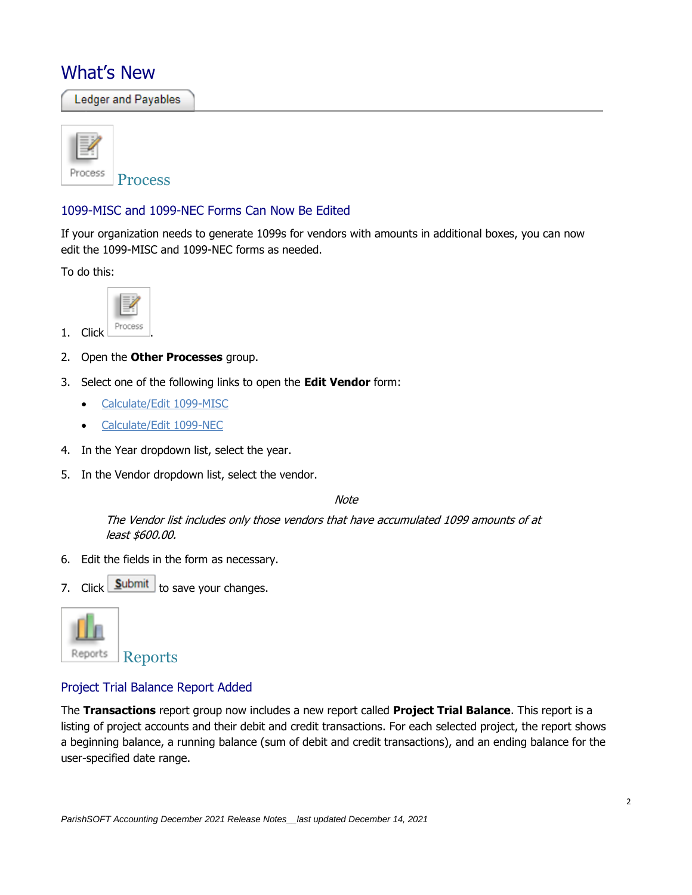# What's New

## Ledger and Payables

### Process

#### 1099-MISC and 1099-NEC Forms Can Now Be Edited

If your organization needs to generate 1099s for vendors with amounts in additional boxes, you can now edit the 1099-MISC and 1099-NEC forms as needed.

To do this:

1. Click Process.
2. Open the **Other Processes** group.
3. Select one of the following links to open the **Edit Vendor** form:
   - Calculate/Edit 1099-MISC
   - Calculate/Edit 1099-NEC
4. In the Year dropdown list, select the year.
5. In the Vendor dropdown list, select the vendor.

   *Note*

   *The Vendor list includes only those vendors that have accumulated 1099 amounts of at least $600.00.*

6. Edit the fields in the form as necessary.
7. Click Submit to save your changes.

### Reports

#### Project Trial Balance Report Added

The **Transactions** report group now includes a new report called **Project Trial Balance**. This report is a listing of project accounts and their debit and credit transactions. For each selected project, the report shows a beginning balance, a running balance (sum of debit and credit transactions), and an ending balance for the user-specified date range.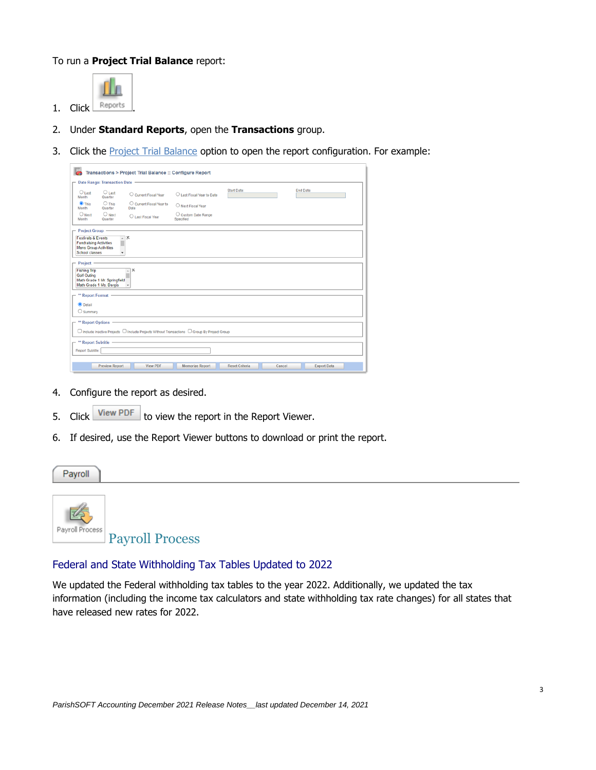To run a **Project Trial Balance** report:

1. Click Reports.
2. Under **Standard Reports**, open the **Transactions** group.
3. Click the Project Trial Balance option to open the report configuration. For example:
4. Configure the report as desired.
5. Click View PDF to view the report in the Report Viewer.
6. If desired, use the Report Viewer buttons to download or print the report.

Payroll

# Payroll Process

## Federal and State Withholding Tax Tables Updated to 2022

We updated the Federal withholding tax tables to the year 2022. Additionally, we updated the tax information (including the income tax calculators and state withholding tax rate changes) for all states that have released new rates for 2022.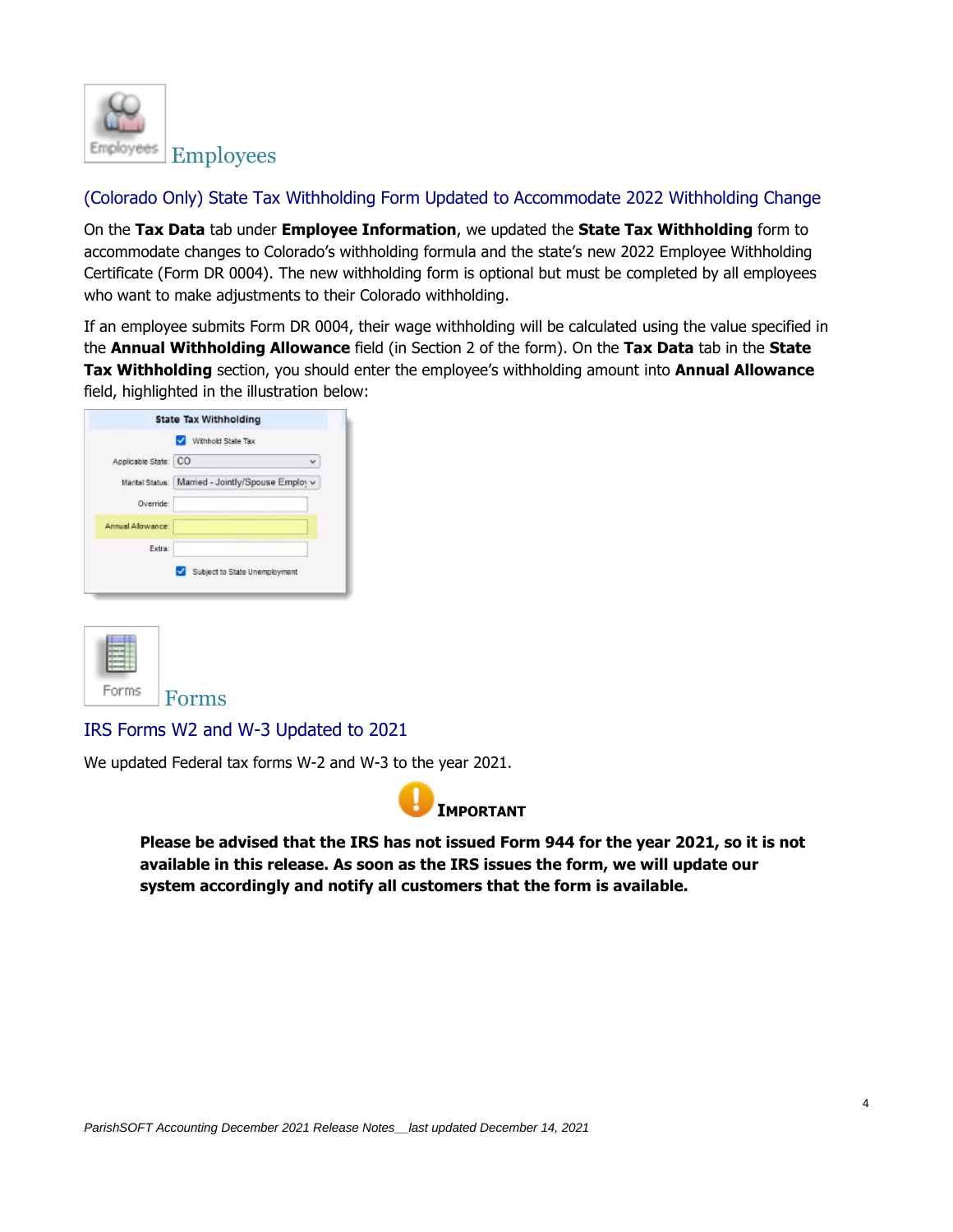# Employees

## (Colorado Only) State Tax Withholding Form Updated to Accommodate 2022 Withholding Change

On the **Tax Data** tab under **Employee Information**, we updated the **State Tax Withholding** form to accommodate changes to Colorado's withholding formula and the state's new 2022 Employee Withholding Certificate (Form DR 0004). The new withholding form is optional but must be completed by all employees who want to make adjustments to their Colorado withholding.

If an employee submits Form DR 0004, their wage withholding will be calculated using the value specified in the **Annual Withholding Allowance** field (in Section 2 of the form). On the **Tax Data** tab in the **State Tax Withholding** section, you should enter the employee's withholding amount into **Annual Allowance** field, highlighted in the illustration below:

# Forms

## IRS Forms W2 and W-3 Updated to 2021

We updated Federal tax forms W-2 and W-3 to the year 2021.

**IMPORTANT**

**Please be advised that the IRS has not issued Form 944 for the year 2021, so it is not available in this release. As soon as the IRS issues the form, we will update our system accordingly and notify all customers that the form is available.**